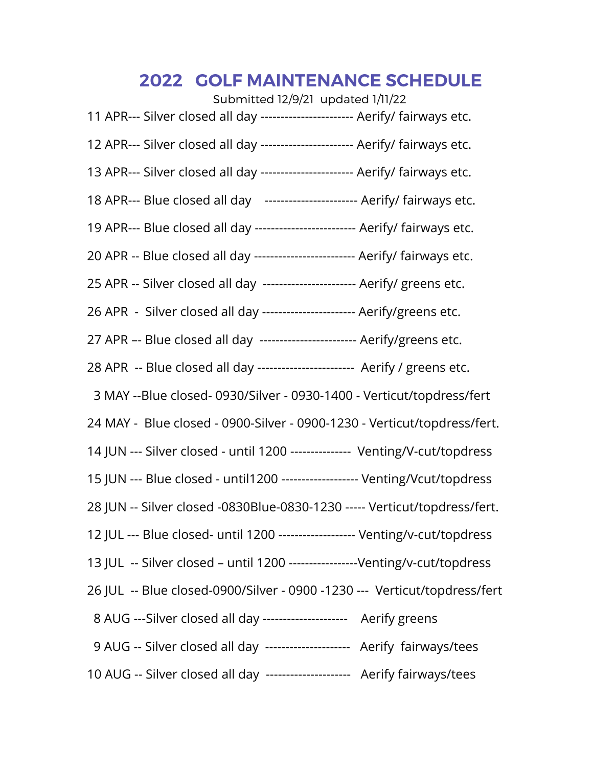# 2022 GOLF MAINTENANCE SCHEDULE

Submitted 12/9/21 updated 1/11/22

11 APR--- Silver closed all day ---------------------- Aerify/ fairways etc.

12 APR--- Silver closed all day ---------------------- Aerify/ fairways etc.

13 APR--- Silver closed all day ---------------------- Aerify/ fairways etc.

18 APR--- Blue closed all day ---------------------- Aerify/ fairways etc.

19 APR--- Blue closed all day ------------------------ Aerify/ fairways etc.

20 APR -- Blue closed all day ------------------------ Aerify/ fairways etc.

25 APR -- Silver closed all day ---------------------- Aerify/ greens etc.

26 APR - Silver closed all day ---------------------- Aerify/greens etc.

27 APR –- Blue closed all day ----------------------- Aerify/greens etc.

28 APR -- Blue closed all day ----------------------- Aerify / greens etc.

3 MAY --Blue closed- 0930/Silver - 0930-1400 - Verticut/topdress/fert

24 MAY - Blue closed - 0900-Silver - 0900-1230 - Verticut/topdress/fert.

14 JUN --- Silver closed - until 1200 -------------- Venting/V-cut/topdress

15 JUN --- Blue closed - until1200 ------------------ Venting/Vcut/topdress

28 JUN -- Silver closed -0830Blue-0830-1230 ----- Verticut/topdress/fert.

12 JUL --- Blue closed- until 1200 ------------------ Venting/v-cut/topdress

13 JUL -- Silver closed – until 1200 ----------------Venting/v-cut/topdress

26 JUL -- Blue closed-0900/Silver - 0900 -1230 --- Verticut/topdress/fert

8 AUG ---Silver closed all day -------------------- Aerify greens

9 AUG -- Silver closed all day -------------------- Aerify fairways/tees

10 AUG -- Silver closed all day -------------------- Aerify fairways/tees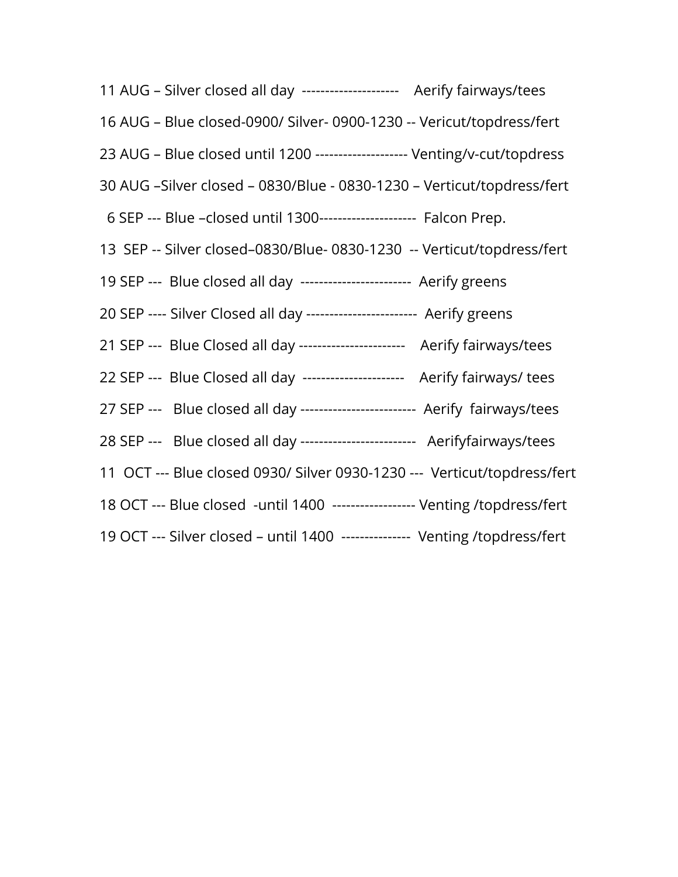11 AUG – Silver closed all day --------------------- Aerify fairways/tees

16 AUG – Blue closed-0900/ Silver- 0900-1230 -- Vericut/topdress/fert

23 AUG – Blue closed until 1200 -------------------- Venting/v-cut/topdress

30 AUG –Silver closed – 0830/Blue - 0830-1230 – Verticut/topdress/fert

6 SEP --- Blue –closed until 1300--------------------- Falcon Prep.

13 SEP -- Silver closed–0830/Blue- 0830-1230 -- Verticut/topdress/fert

19 SEP --- Blue closed all day ------------------------ Aerify greens

20 SEP ---- Silver Closed all day ------------------------ Aerify greens

21 SEP --- Blue Closed all day ---------------------- Aerify fairways/tees

22 SEP --- Blue Closed all day --------------------- Aerify fairways/ tees

27 SEP --- Blue closed all day ------------------------- Aerify fairways/tees

28 SEP --- Blue closed all day ------------------------- Aerifyfairways/tees

11 OCT --- Blue closed 0930/ Silver 0930-1230 --- Verticut/topdress/fert

18 OCT --- Blue closed -until 1400 ------------------ Venting /topdress/fert

19 OCT --- Silver closed – until 1400 --------------- Venting /topdress/fert